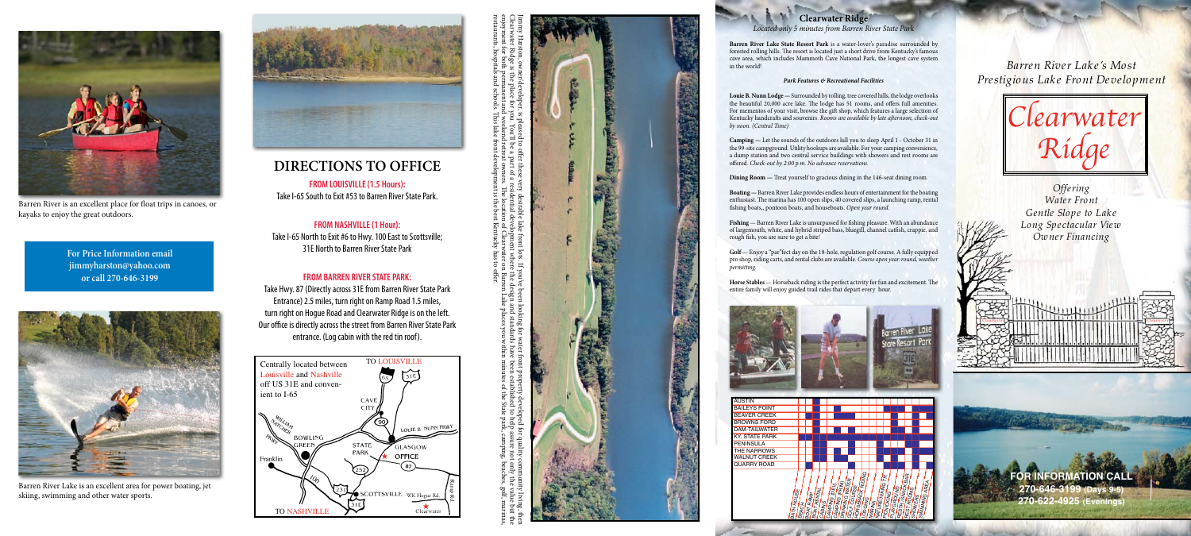Barren River is an excellent place for float trips in canoes, or kayaks to enjoy the great outdoors.

**For Price Information email jimmyharston@yahoo.com or call 270-646-3199**

Barren River Lake is an excellent area for power boating, jet skiing, swimming and other water sports.

# DIRECTIONS TO OFFICE

**FROM LOUISVILLE (1.5 Hours):**
Take I-65 South to Exit #53 to Barren River State Park.

**FROM NASHVILLE (1 Hour):**
Take I-65 North to Exit #6 to Hwy. 100 East to Scottsville; 31E North to Barren River State Park

**FROM BARREN RIVER STATE PARK:**
Take Hwy. 87 (Directly across 31E from Barren River State Park Entrance) 2.5 miles, turn right on Ramp Road 1.5 miles, turn right on Hogue Road and Clearwater Ridge is on the left. Our office is directly across the street from Barren River State Park entrance. (Log cabin with the red tin roof).

Centrally located between Louisville and Nashville off US 31E and convenient to I-65

Jimmy Harston, owner/developer, is pleased to offer these very desirable lake front lots. If you've been looking for water front property developed for quality community living, then Clearwater Ridge is the place for you. You'll be a part of a residential development where the design and standards have been established to help assure not only the value but the enjoyment for both permanent and weekend retreat owners. The location of Clearwater on Barren Lake places you within minutes of the State park, camping, beaches, golf, marinas, restaurants, hospitals and schools. This lake front development is the best Kentucky has to offer.

## Clearwater Ridge

*Located only 5 minutes from Barren River State Park*

**Barren River Lake State Resort Park** is a water-lover's paradise surrounded by forested rolling hills. The resort is located just a short drive from Kentucky's famous cave area, which includes Mammoth Cave National Park, the longest cave system in the world!

***Park Features & Recreational Facilities***

**Louie B. Nunn Lodge** — Surrounded by rolling, tree covered hills, the lodge overlooks the beautiful 20,000 acre lake. The lodge has 51 rooms, and offers full amenities. For mementos of your visit, browse the gift shop, which features a large selection of Kentucky handcrafts and souvenirs. *Rooms are available by late afternoon, check-out by noon. (Central Time)*

**Camping** — Let the sounds of the outdoors lull you to sleep April 1 - October 31 in the 99-site campground. Utility hookups are available. For your camping convenience, a dump station and two central service buildings with showers and rest rooms are offered. *Check-out by 2:00 p.m. No advance reservations.*

**Dining Room** — Treat yourself to gracious dining in the 146-seat dining room.

**Boating** — Barren River Lake provides endless hours of entertainment for the boating enthusiast. The marina has 100 open slips, 40 covered slips, a launching ramp, rental fishing boats,, pontoon boats, and houseboats. *Open year round.*

**Fishing** — Barren River Lake is unsurpassed for fishing pleasure. With an abundance of largemouth, white, and hybrid striped bass, bluegill, channel catfish, crappie, and rough fish, you are sure to get a bite!

**Golf** — Enjoy a "par"fect day on the 18-hole, regulation golf course. A fully equipped pro shop, riding carts, and rental clubs are available. *Course open year-round, weather permitting.*

**Horse Stables** — Horseback riding is the perfect activity for fun and excitement. The entire family will enjoy guided trail rides that depart every hour.

- AUSTIN
- BAILEYS POINT
- BEAVER CREEK
- BROWNS FORD
- DAM-TAILWATER
- KY. STATE PARK
- PENINSULA
- THE NARROWS
- WALNUT CREEK
- QUARRY ROAD

*Barren River Lake's Most Prestigious Lake Front Development*

# Clearwater Ridge

*Offering*
*Water Front*
*Gentle Slope to Lake*
*Long Spectacular View*
*Owner Financing*

**FOR INFORMATION CALL**
**270-646-3199 (Days 9-5)**
**270-622-4925 (Evenings)**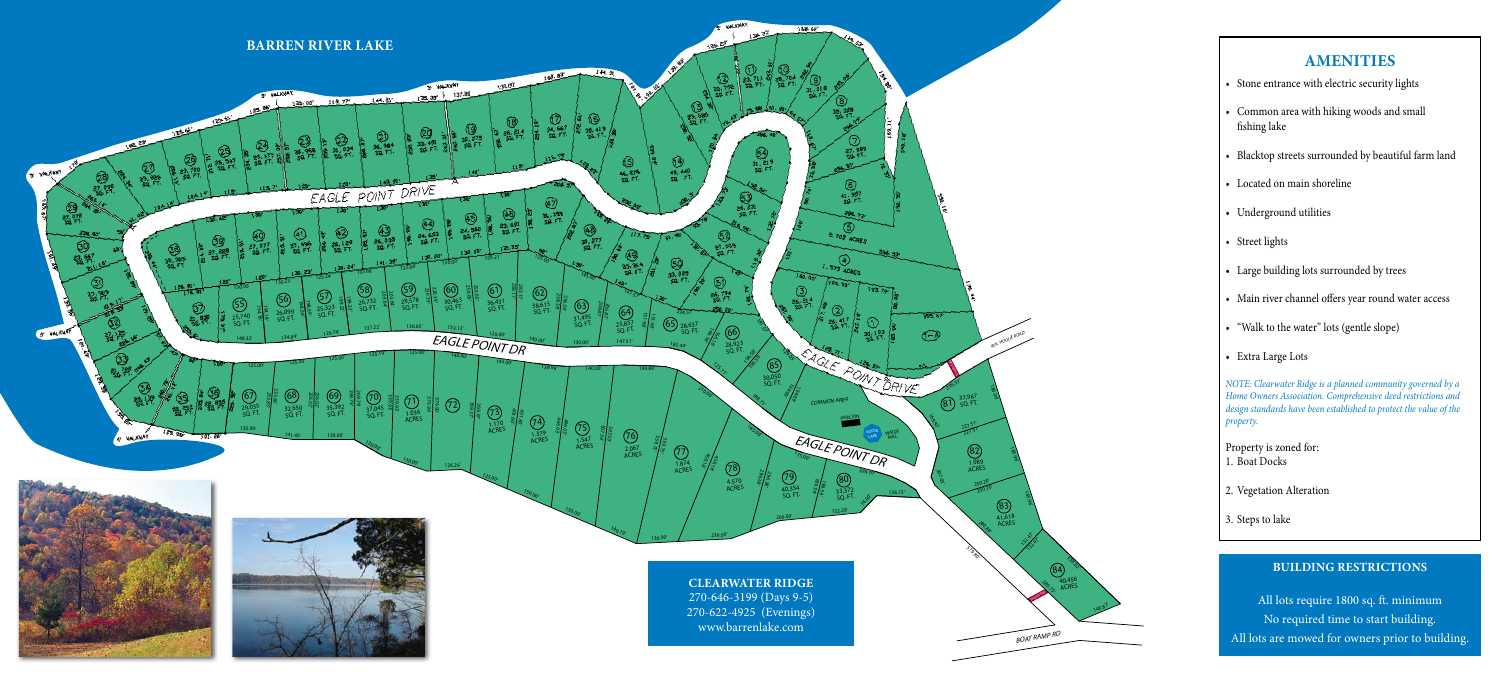# BARREN RIVER LAKE

EAGLE POINT DRIVE

EAGLE POINT DR

BOAT RAMP RD

## AMENITIES

- Stone entrance with electric security lights
- Common area with hiking woods and small fishing lake
- Blacktop streets surrounded by beautiful farm land
- Located on main shoreline
- Underground utilities
- Street lights
- Large building lots surrounded by trees
- Main river channel offers year round water access
- "Walk to the water" lots (gentle slope)
- Extra Large Lots

*NOTE: Clearwater Ridge is a planned community governed by a Home Owners Association. Comprehensive deed restrictions and design standards have been established to protect the value of the property.*

Property is zoned for:
1. Boat Docks
2. Vegetation Alteration
3. Steps to lake

**CLEARWATER RIDGE**
270-646-3199 (Days 9-5)
270-622-4925 (Evenings)
www.barrenlake.com

### BUILDING RESTRICTIONS

All lots require 1800 sq. ft. minimum
No required time to start building.
All lots are mowed for owners prior to building.